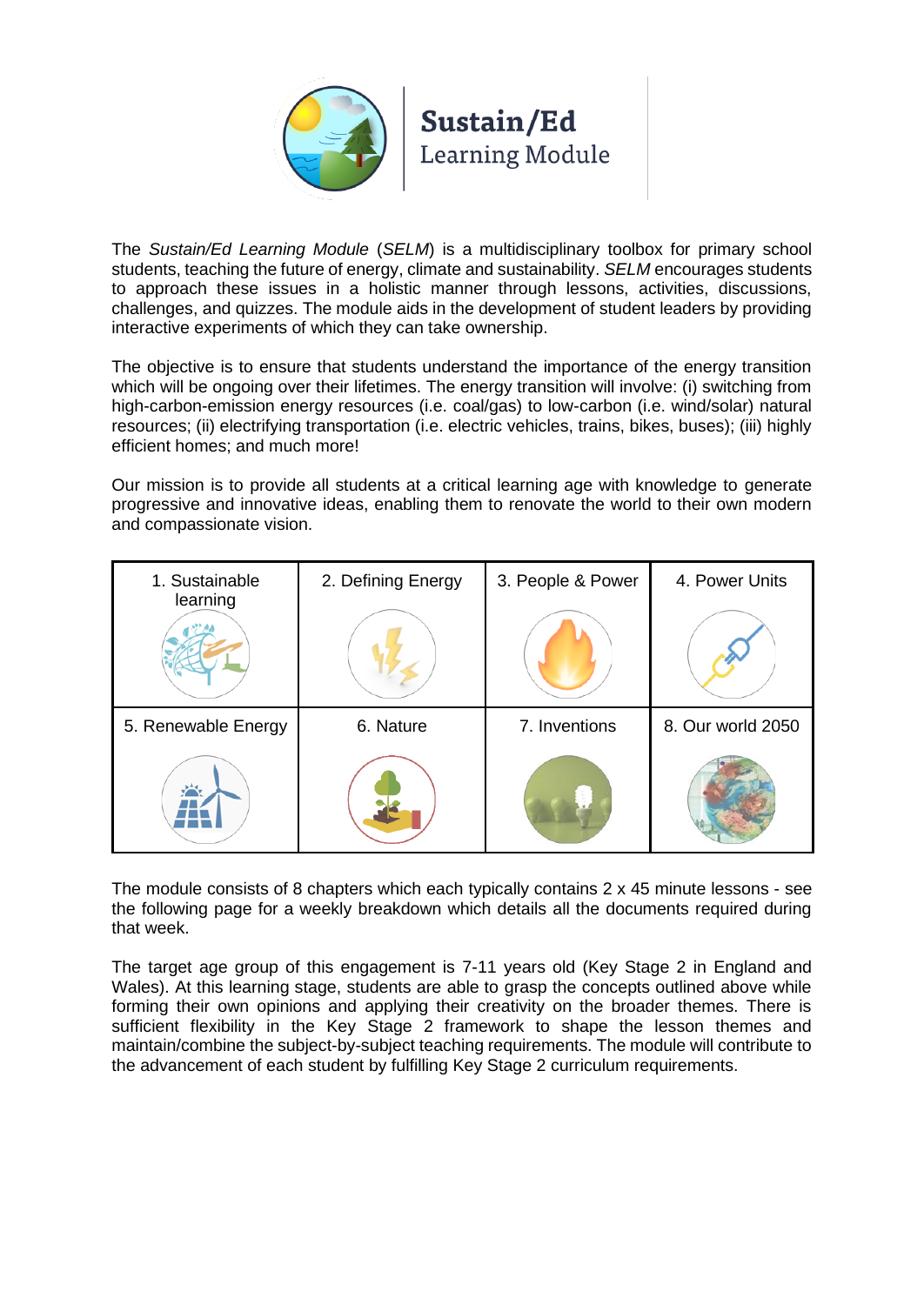# Sustain/Ed
## Learning Module

The *Sustain/Ed Learning Module* (*SELM*) is a multidisciplinary toolbox for primary school students, teaching the future of energy, climate and sustainability. *SELM* encourages students to approach these issues in a holistic manner through lessons, activities, discussions, challenges, and quizzes. The module aids in the development of student leaders by providing interactive experiments of which they can take ownership.

The objective is to ensure that students understand the importance of the energy transition which will be ongoing over their lifetimes. The energy transition will involve: (i) switching from high-carbon-emission energy resources (i.e. coal/gas) to low-carbon (i.e. wind/solar) natural resources; (ii) electrifying transportation (i.e. electric vehicles, trains, bikes, buses); (iii) highly efficient homes; and much more!

Our mission is to provide all students at a critical learning age with knowledge to generate progressive and innovative ideas, enabling them to renovate the world to their own modern and compassionate vision.

| 1. Sustainable learning | 2. Defining Energy | 3. People & Power | 4. Power Units |
|---|---|---|---|
| 5. Renewable Energy | 6. Nature | 7. Inventions | 8. Our world 2050 |

The module consists of 8 chapters which each typically contains 2 x 45 minute lessons - see the following page for a weekly breakdown which details all the documents required during that week.

The target age group of this engagement is 7-11 years old (Key Stage 2 in England and Wales). At this learning stage, students are able to grasp the concepts outlined above while forming their own opinions and applying their creativity on the broader themes. There is sufficient flexibility in the Key Stage 2 framework to shape the lesson themes and maintain/combine the subject-by-subject teaching requirements. The module will contribute to the advancement of each student by fulfilling Key Stage 2 curriculum requirements.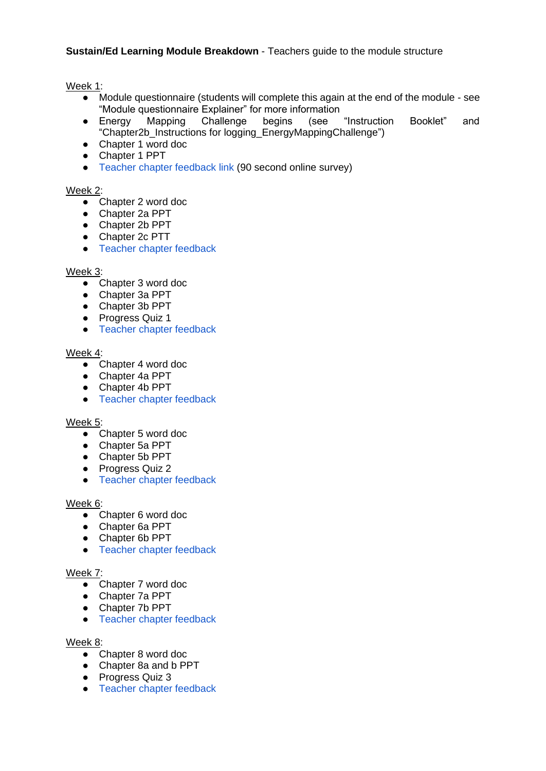**Sustain/Ed Learning Module Breakdown** - Teachers guide to the module structure

Week 1:

- Module questionnaire (students will complete this again at the end of the module - see "Module questionnaire Explainer" for more information
- Energy Mapping Challenge begins (see "Instruction Booklet" and "Chapter2b_Instructions for logging_EnergyMappingChallenge")
- Chapter 1 word doc
- Chapter 1 PPT
- Teacher chapter feedback link (90 second online survey)

Week 2:

- Chapter 2 word doc
- Chapter 2a PPT
- Chapter 2b PPT
- Chapter 2c PTT
- Teacher chapter feedback

Week 3:

- Chapter 3 word doc
- Chapter 3a PPT
- Chapter 3b PPT
- Progress Quiz 1
- Teacher chapter feedback

Week 4:

- Chapter 4 word doc
- Chapter 4a PPT
- Chapter 4b PPT
- Teacher chapter feedback

Week 5:

- Chapter 5 word doc
- Chapter 5a PPT
- Chapter 5b PPT
- Progress Quiz 2
- Teacher chapter feedback

Week 6:

- Chapter 6 word doc
- Chapter 6a PPT
- Chapter 6b PPT
- Teacher chapter feedback

Week 7:

- Chapter 7 word doc
- Chapter 7a PPT
- Chapter 7b PPT
- Teacher chapter feedback

Week 8:

- Chapter 8 word doc
- Chapter 8a and b PPT
- Progress Quiz 3
- Teacher chapter feedback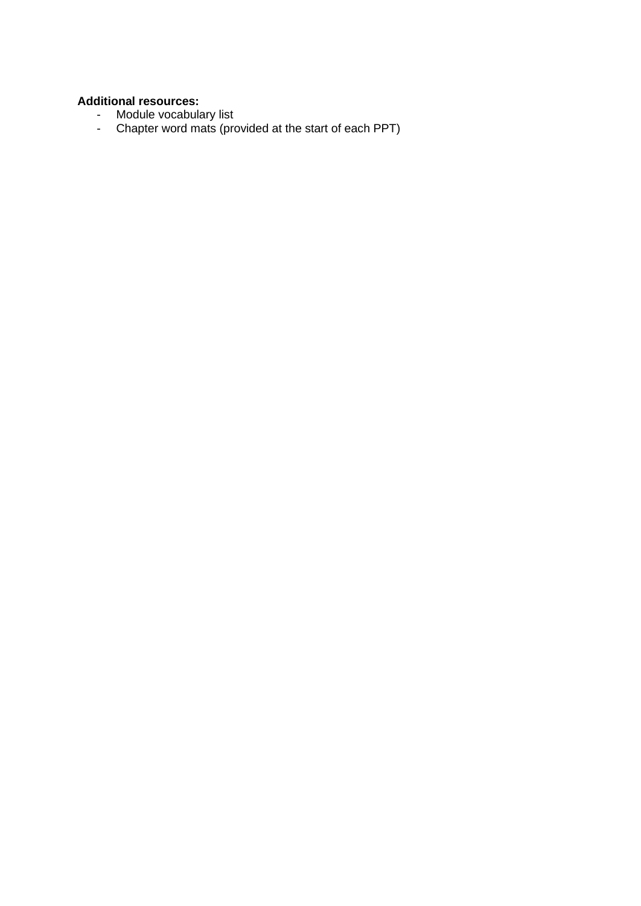**Additional resources:**

- Module vocabulary list
- Chapter word mats (provided at the start of each PPT)